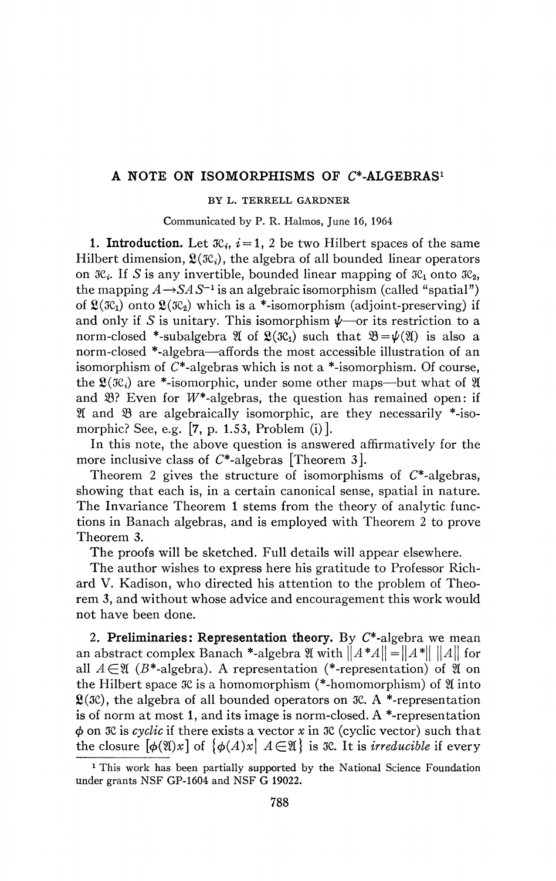# A NOTE ON ISOMORPHISMS OF $C^*$-ALGEBRAS[1]

BY L. TERRELL GARDNER

Communicated by P. R. Halmos, June 16, 1964

**1. Introduction.** Let $\mathcal{H}_i$, $i=1, 2$ be two Hilbert spaces of the same Hilbert dimension, $\mathfrak{L}(\mathcal{H}_i)$, the algebra of all bounded linear operators on $\mathcal{H}_i$. If $S$ is any invertible, bounded linear mapping of $\mathcal{H}_1$ onto $\mathcal{H}_2$, the mapping $A \rightarrow SAS^{-1}$ is an algebraic isomorphism (called "spatial") of $\mathfrak{L}(\mathcal{H}_1)$ onto $\mathfrak{L}(\mathcal{H}_2)$ which is a \*-isomorphism (adjoint-preserving) if and only if $S$ is unitary. This isomorphism $\psi$—or its restriction to a norm-closed \*-subalgebra $\mathfrak{A}$ of $\mathfrak{L}(\mathcal{H}_1)$ such that $\mathfrak{B} = \psi(\mathfrak{A})$ is also a norm-closed \*-algebra—affords the most accessible illustration of an isomorphism of $C^*$-algebras which is not a \*-isomorphism. Of course, the $\mathfrak{L}(\mathcal{H}_i)$ are \*-isomorphic, under some other maps—but what of $\mathfrak{A}$ and $\mathfrak{B}$? Even for $W^*$-algebras, the question has remained open: if $\mathfrak{A}$ and $\mathfrak{B}$ are algebraically isomorphic, are they necessarily \*-isomorphic? See, e.g. [7, p. 1.53, Problem (i)].

In this note, the above question is answered affirmatively for the more inclusive class of $C^*$-algebras [Theorem 3].

Theorem 2 gives the structure of isomorphisms of $C^*$-algebras, showing that each is, in a certain canonical sense, spatial in nature. The Invariance Theorem 1 stems from the theory of analytic functions in Banach algebras, and is employed with Theorem 2 to prove Theorem 3.

The proofs will be sketched. Full details will appear elsewhere.

The author wishes to express here his gratitude to Professor Richard V. Kadison, who directed his attention to the problem of Theorem 3, and without whose advice and encouragement this work would not have been done.

**2. Preliminaries: Representation theory.** By $C^*$-algebra we mean an abstract complex Banach \*-algebra $\mathfrak{A}$ with $\|A^*A\| = \|A^*\| \, \|A\|$ for all $A \in \mathfrak{A}$ ($B^*$-algebra). A representation (\*-representation) of $\mathfrak{A}$ on the Hilbert space $\mathcal{H}$ is a homomorphism (\*-homomorphism) of $\mathfrak{A}$ into $\mathfrak{L}(\mathcal{H})$, the algebra of all bounded operators on $\mathcal{H}$. A \*-representation is of norm at most 1, and its image is norm-closed. A \*-representation $\phi$ on $\mathcal{H}$ is *cyclic* if there exists a vector $x$ in $\mathcal{H}$ (cyclic vector) such that the closure $[\phi(\mathfrak{A})x]$ of $\{\phi(A)x \mid A \in \mathfrak{A}\}$ is $\mathcal{H}$. It is *irreducible* if every

[1] This work has been partially supported by the National Science Foundation under grants NSF GP-1604 and NSF G 19022.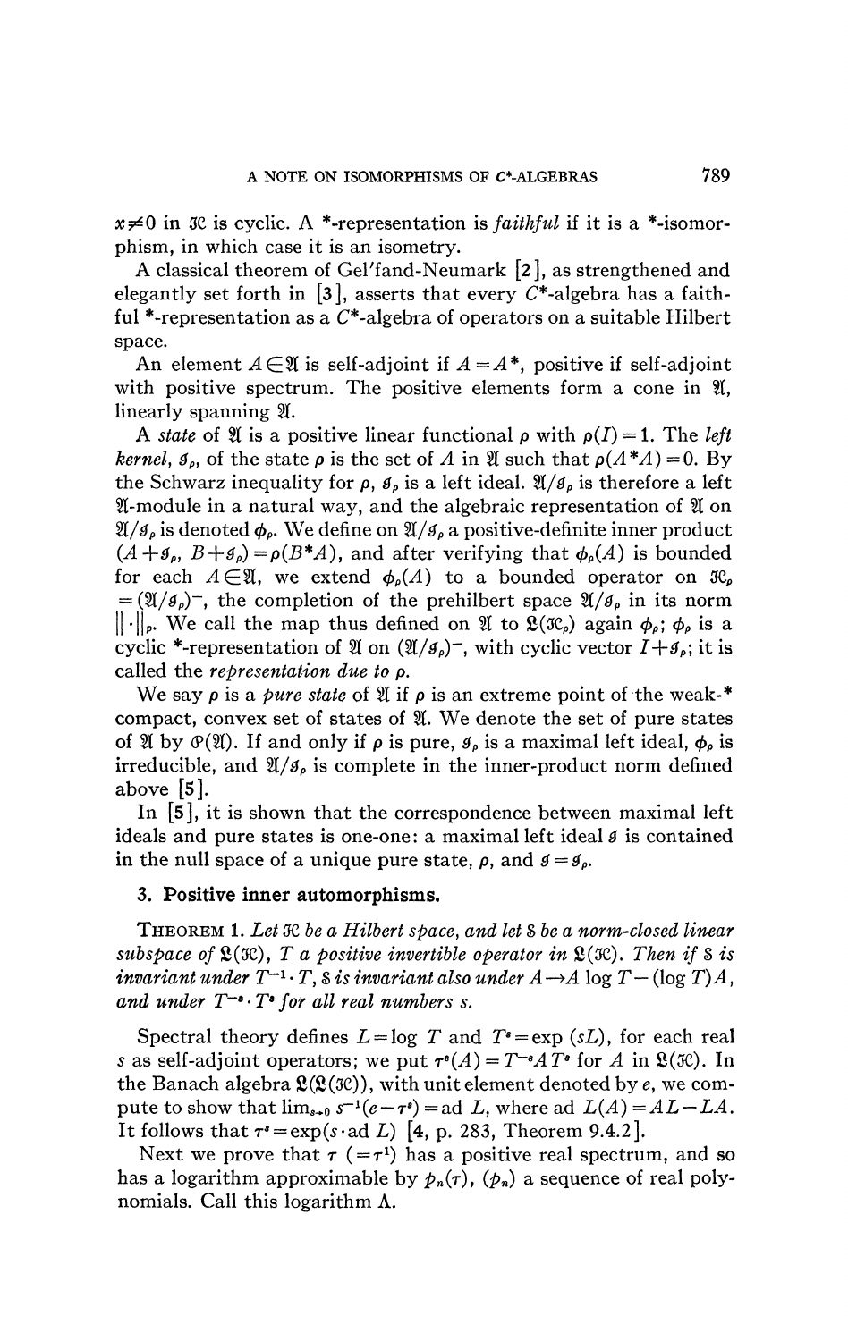$x \neq 0$ in $\mathfrak{H}$ is cyclic. A \*-representation is *faithful* if it is a \*-isomorphism, in which case it is an isometry.

A classical theorem of Gel'fand-Neumark [2], as strengthened and elegantly set forth in [3], asserts that every $C^*$-algebra has a faithful \*-representation as a $C^*$-algebra of operators on a suitable Hilbert space.

An element $A \in \mathfrak{A}$ is self-adjoint if $A = A^*$, positive if self-adjoint with positive spectrum. The positive elements form a cone in $\mathfrak{A}$, linearly spanning $\mathfrak{A}$.

A *state* of $\mathfrak{A}$ is a positive linear functional $\rho$ with $\rho(I) = 1$. The *left kernel*, $\mathcal{G}_\rho$, of the state $\rho$ is the set of $A$ in $\mathfrak{A}$ such that $\rho(A^*A) = 0$. By the Schwarz inequality for $\rho$, $\mathcal{G}_\rho$ is a left ideal. $\mathfrak{A}/\mathcal{G}_\rho$ is therefore a left $\mathfrak{A}$-module in a natural way, and the algebraic representation of $\mathfrak{A}$ on $\mathfrak{A}/\mathcal{G}_\rho$ is denoted $\phi_\rho$. We define on $\mathfrak{A}/\mathcal{G}_\rho$ a positive-definite inner product $(A + \mathcal{G}_\rho, B + \mathcal{G}_\rho) = \rho(B^*A)$, and after verifying that $\phi_\rho(A)$ is bounded for each $A \in \mathfrak{A}$, we extend $\phi_\rho(A)$ to a bounded operator on $\mathfrak{H}_\rho = (\mathfrak{A}/\mathcal{G}_\rho)^-$, the completion of the prehilbert space $\mathfrak{A}/\mathcal{G}_\rho$ in its norm $\|\cdot\|_\rho$. We call the map thus defined on $\mathfrak{A}$ to $\mathfrak{L}(\mathfrak{H}_\rho)$ again $\phi_\rho$; $\phi_\rho$ is a cyclic \*-representation of $\mathfrak{A}$ on $(\mathfrak{A}/\mathcal{G}_\rho)^-$, with cyclic vector $I + \mathcal{G}_\rho$; it is called the *representation due to* $\rho$.

We say $\rho$ is a *pure state* of $\mathfrak{A}$ if $\rho$ is an extreme point of the weak-\* compact, convex set of states of $\mathfrak{A}$. We denote the set of pure states of $\mathfrak{A}$ by $\mathcal{P}(\mathfrak{A})$. If and only if $\rho$ is pure, $\mathcal{G}_\rho$ is a maximal left ideal, $\phi_\rho$ is irreducible, and $\mathfrak{A}/\mathcal{G}_\rho$ is complete in the inner-product norm defined above [5].

In [5], it is shown that the correspondence between maximal left ideals and pure states is one-one: a maximal left ideal $\mathcal{G}$ is contained in the null space of a unique pure state, $\rho$, and $\mathcal{G} = \mathcal{G}_\rho$.

## 3. Positive inner automorphisms.

THEOREM 1. *Let $\mathfrak{H}$ be a Hilbert space, and let $\mathcal{S}$ be a norm-closed linear subspace of $\mathfrak{L}(\mathfrak{H})$, $T$ a positive invertible operator in $\mathfrak{L}(\mathfrak{H})$. Then if $\mathcal{S}$ is invariant under $T^{-1} \cdot T$, $\mathcal{S}$ is invariant also under $A \to A \log T - (\log T)A$, and under $T^{-s} \cdot T^s$ for all real numbers $s$.*

Spectral theory defines $L = \log T$ and $T^s = \exp(sL)$, for each real $s$ as self-adjoint operators; we put $\tau^s(A) = T^{-s}AT^s$ for $A$ in $\mathfrak{L}(\mathfrak{H})$. In the Banach algebra $\mathfrak{L}(\mathfrak{L}(\mathfrak{H}))$, with unit element denoted by $e$, we compute to show that $\lim_{s \to 0} s^{-1}(e - \tau^s) = \text{ad } L$, where $\text{ad } L(A) = AL - LA$. It follows that $\tau^s = \exp(s \cdot \text{ad } L)$ [4, p. 283, Theorem 9.4.2].

Next we prove that $\tau$ $(= \tau^1)$ has a positive real spectrum, and so has a logarithm approximable by $p_n(\tau)$, $(p_n)$ a sequence of real polynomials. Call this logarithm $\Lambda$.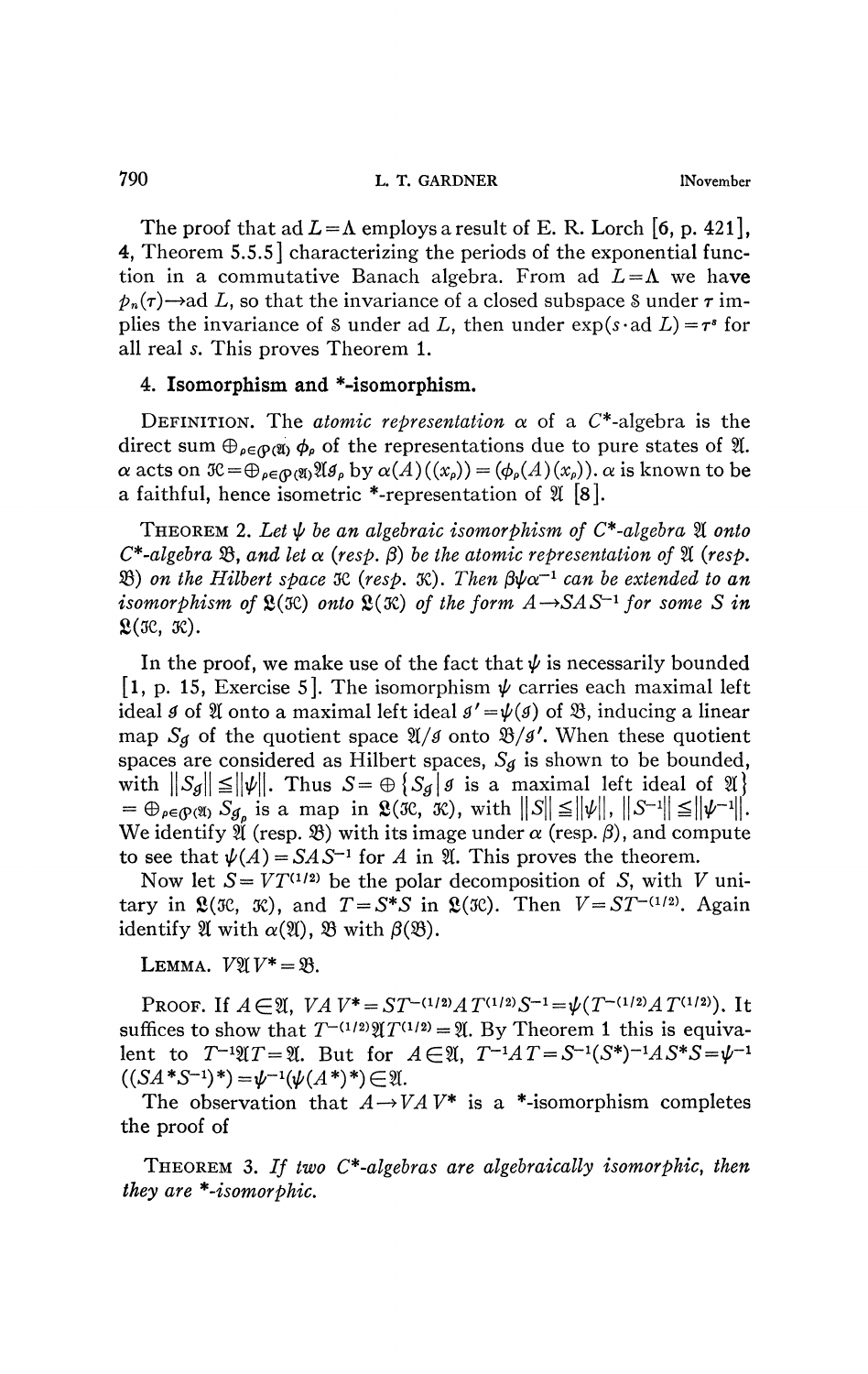The proof that ad $L=\Lambda$ employs a result of E. R. Lorch [6, p. 421], 4, Theorem 5.5.5] characterizing the periods of the exponential function in a commutative Banach algebra. From ad $L=\Lambda$ we have $p_n(\tau)\to$ ad $L$, so that the invariance of a closed subspace $\mathcal{S}$ under $\tau$ implies the invariance of $\mathcal{S}$ under ad $L$, then under $\exp(s\cdot \text{ad } L)=\tau^s$ for all real $s$. This proves Theorem 1.

## 4. Isomorphism and *-isomorphism.

DEFINITION. The *atomic representation* $\alpha$ of a $C^*$-algebra is the direct sum $\oplus_{\rho\in\mathcal{P}(\mathfrak{A})}\phi_\rho$ of the representations due to pure states of $\mathfrak{A}$. $\alpha$ acts on $\mathcal{H}=\oplus_{\rho\in\mathcal{P}(\mathfrak{A})}\mathfrak{A}\mathcal{J}_\rho$ by $\alpha(A)((x_\rho))=(\phi_\rho(A)(x_\rho))$. $\alpha$ is known to be a faithful, hence isometric *-representation of $\mathfrak{A}$ [8].

THEOREM 2. *Let $\psi$ be an algebraic isomorphism of $C^*$-algebra $\mathfrak{A}$ onto $C^*$-algebra $\mathfrak{B}$, and let $\alpha$ (resp. $\beta$) be the atomic representation of $\mathfrak{A}$ (resp. $\mathfrak{B}$) on the Hilbert space $\mathcal{H}$ (resp. $\mathcal{K}$). Then $\beta\psi\alpha^{-1}$ can be extended to an isomorphism of $\mathfrak{L}(\mathcal{H})$ onto $\mathfrak{L}(\mathcal{K})$ of the form $A\to SAS^{-1}$ for some $S$ in $\mathfrak{L}(\mathcal{H},\mathcal{K})$.*

In the proof, we make use of the fact that $\psi$ is necessarily bounded [1, p. 15, Exercise 5]. The isomorphism $\psi$ carries each maximal left ideal $\mathcal{J}$ of $\mathfrak{A}$ onto a maximal left ideal $\mathcal{J}'=\psi(\mathcal{J})$ of $\mathfrak{B}$, inducing a linear map $S_\mathcal{J}$ of the quotient space $\mathfrak{A}/\mathcal{J}$ onto $\mathfrak{B}/\mathcal{J}'$. When these quotient spaces are considered as Hilbert spaces, $S_\mathcal{J}$ is shown to be bounded, with $\|S_\mathcal{J}\|\leqq\|\psi\|$. Thus $S=\oplus\{S_\mathcal{J}\mid \mathcal{J}$ is a maximal left ideal of $\mathfrak{A}\}$ $=\oplus_{\rho\in\mathcal{P}(\mathfrak{A})}S_{\mathcal{J}_\rho}$ is a map in $\mathfrak{L}(\mathcal{H},\mathcal{K})$, with $\|S\|\leqq\|\psi\|$, $\|S^{-1}\|\leqq\|\psi^{-1}\|$. We identify $\mathfrak{A}$ (resp. $\mathfrak{B}$) with its image under $\alpha$ (resp. $\beta$), and compute to see that $\psi(A)=SAS^{-1}$ for $A$ in $\mathfrak{A}$. This proves the theorem.

Now let $S=VT^{(1/2)}$ be the polar decomposition of $S$, with $V$ unitary in $\mathfrak{L}(\mathcal{H},\mathcal{K})$, and $T=S^*S$ in $\mathfrak{L}(\mathcal{H})$. Then $V=ST^{-(1/2)}$. Again identify $\mathfrak{A}$ with $\alpha(\mathfrak{A})$, $\mathfrak{B}$ with $\beta(\mathfrak{B})$.

LEMMA. $V\mathfrak{A}V^*=\mathfrak{B}$.

PROOF. If $A\in\mathfrak{A}$, $VAV^*=ST^{-(1/2)}AT^{(1/2)}S^{-1}=\psi(T^{-(1/2)}AT^{(1/2)})$. It suffices to show that $T^{-(1/2)}\mathfrak{A}T^{(1/2)}=\mathfrak{A}$. By Theorem 1 this is equivalent to $T^{-1}\mathfrak{A}T=\mathfrak{A}$. But for $A\in\mathfrak{A}$, $T^{-1}AT=S^{-1}(S^*)^{-1}AS^*S=\psi^{-1}((SA^*S^{-1})^*)=\psi^{-1}(\psi(A^*)^*)\in\mathfrak{A}$.

The observation that $A\to VAV^*$ is a *-isomorphism completes the proof of

THEOREM 3. *If two $C^*$-algebras are algebraically isomorphic, then they are *-isomorphic.*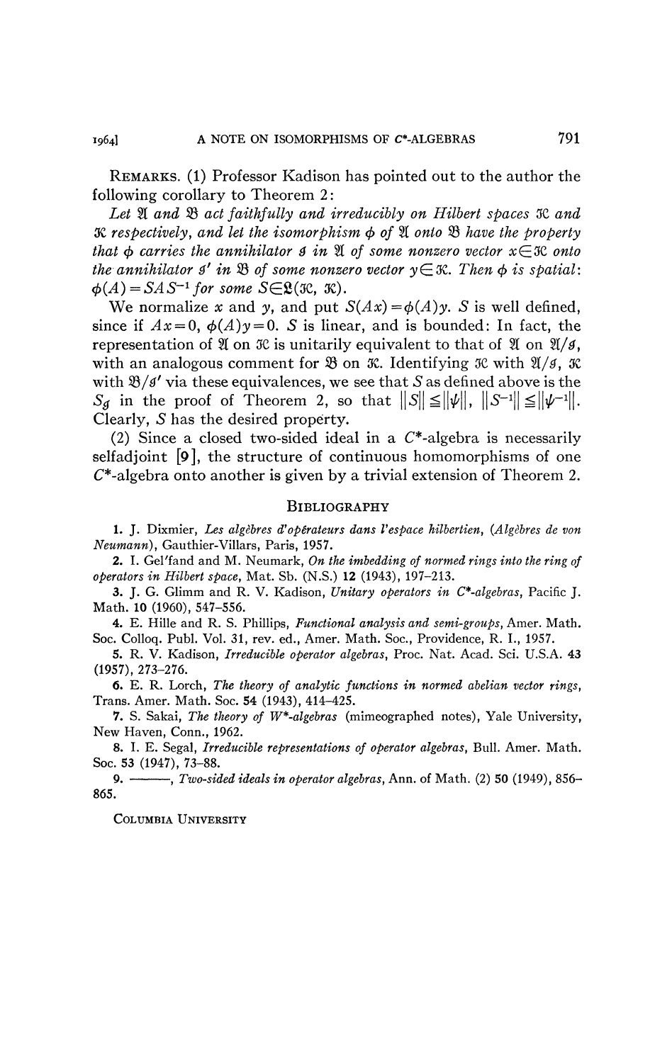REMARKS. (1) Professor Kadison has pointed out to the author the following corollary to Theorem 2:

*Let $\mathfrak{A}$ and $\mathfrak{B}$ act faithfully and irreducibly on Hilbert spaces $\mathfrak{H}$ and $\mathfrak{K}$ respectively, and let the isomorphism $\phi$ of $\mathfrak{A}$ onto $\mathfrak{B}$ have the property that $\phi$ carries the annihilator $\mathfrak{J}$ in $\mathfrak{A}$ of some nonzero vector $x \in \mathfrak{H}$ onto the annihilator $\mathfrak{J}'$ in $\mathfrak{B}$ of some nonzero vector $y \in \mathfrak{K}$. Then $\phi$ is spatial: $\phi(A) = SAS^{-1}$ for some $S \in \mathfrak{L}(\mathfrak{H}, \mathfrak{K})$.*

We normalize $x$ and $y$, and put $S(Ax) = \phi(A)y$. $S$ is well defined, since if $Ax = 0$, $\phi(A)y = 0$. $S$ is linear, and is bounded: In fact, the representation of $\mathfrak{A}$ on $\mathfrak{H}$ is unitarily equivalent to that of $\mathfrak{A}$ on $\mathfrak{A}/\mathfrak{J}$, with an analogous comment for $\mathfrak{B}$ on $\mathfrak{K}$. Identifying $\mathfrak{H}$ with $\mathfrak{A}/\mathfrak{J}$, $\mathfrak{K}$ with $\mathfrak{B}/\mathfrak{J}'$ via these equivalences, we see that $S$ as defined above is the $S_{\mathfrak{J}}$ in the proof of Theorem 2, so that $\|S\| \leq \|\psi\|$, $\|S^{-1}\| \leq \|\psi^{-1}\|$. Clearly, $S$ has the desired property.

(2) Since a closed two-sided ideal in a $C^*$-algebra is necessarily selfadjoint [9], the structure of continuous homomorphisms of one $C^*$-algebra onto another is given by a trivial extension of Theorem 2.

## BIBLIOGRAPHY

1. J. Dixmier, *Les algèbres d'opérateurs dans l'espace hilbertien,* (*Algèbres de von Neumann*), Gauthier-Villars, Paris, 1957.
2. I. Gel'fand and M. Neumark, *On the imbedding of normed rings into the ring of operators in Hilbert space,* Mat. Sb. (N.S.) **12** (1943), 197–213.
3. J. G. Glimm and R. V. Kadison, *Unitary operators in $C^*$-algebras,* Pacific J. Math. **10** (1960), 547–556.
4. E. Hille and R. S. Phillips, *Functional analysis and semi-groups,* Amer. Math. Soc. Colloq. Publ. Vol. 31, rev. ed., Amer. Math. Soc., Providence, R. I., 1957.
5. R. V. Kadison, *Irreducible operator algebras,* Proc. Nat. Acad. Sci. U.S.A. **43** (1957), 273–276.
6. E. R. Lorch, *The theory of analytic functions in normed abelian vector rings,* Trans. Amer. Math. Soc. **54** (1943), 414–425.
7. S. Sakai, *The theory of $W^*$-algebras* (mimeographed notes), Yale University, New Haven, Conn., 1962.
8. I. E. Segal, *Irreducible representations of operator algebras,* Bull. Amer. Math. Soc. **53** (1947), 73–88.
9. ———, *Two-sided ideals in operator algebras,* Ann. of Math. (2) **50** (1949), 856–865.

COLUMBIA UNIVERSITY